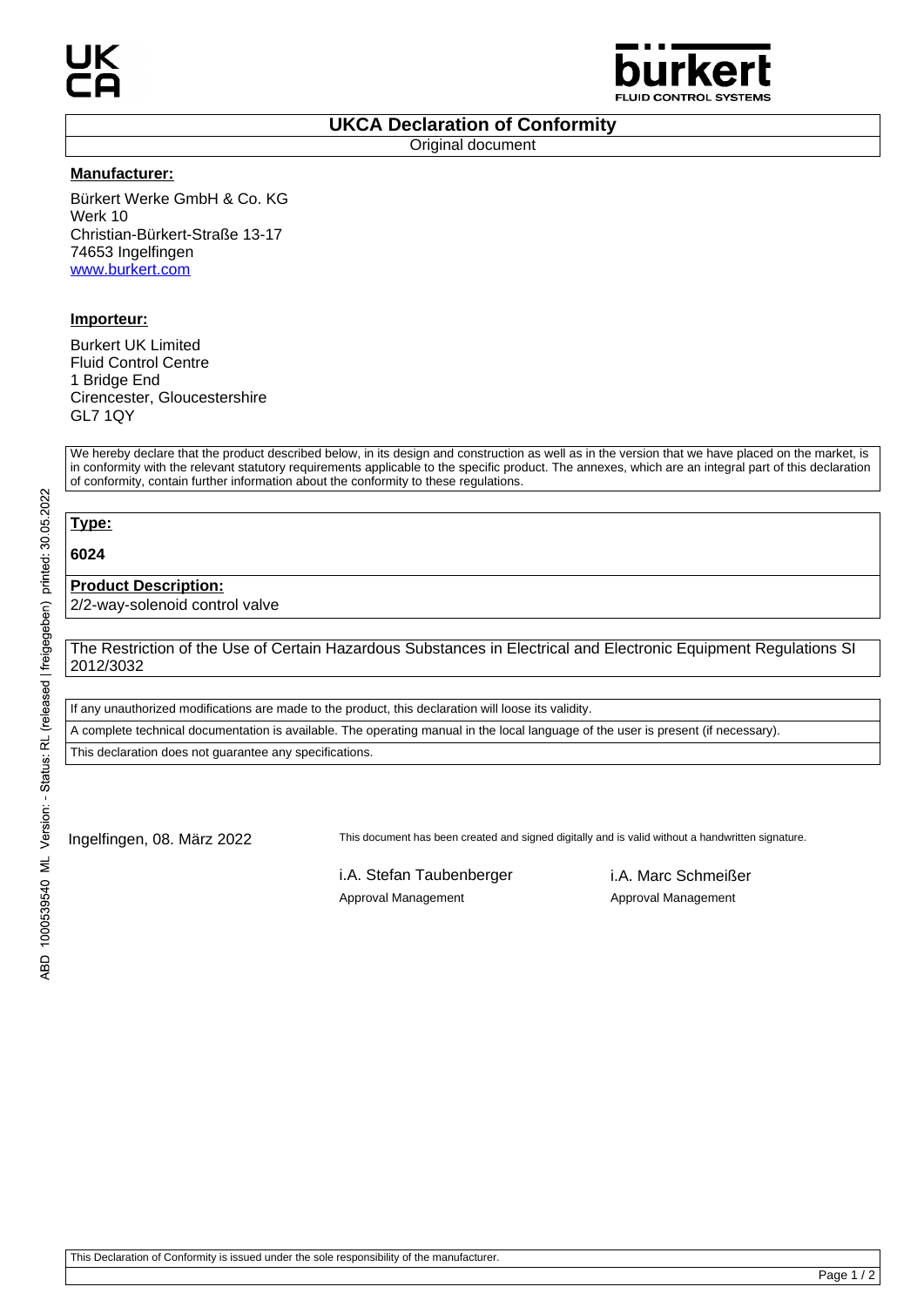# UKCA Declaration of Conformity

Original document

**Manufacturer:**

Bürkert Werke GmbH & Co. KG
Werk 10
Christian-Bürkert-Straße 13-17
74653 Ingelfingen
www.burkert.com

**Importeur:**

Burkert UK Limited
Fluid Control Centre
1 Bridge End
Cirencester, Gloucestershire
GL7 1QY

We hereby declare that the product described below, in its design and construction as well as in the version that we have placed on the market, is in conformity with the relevant statutory requirements applicable to the specific product. The annexes, which are an integral part of this declaration of conformity, contain further information about the conformity to these regulations.

**Type:**

**6024**

**Product Description:**

2/2-way-solenoid control valve

The Restriction of the Use of Certain Hazardous Substances in Electrical and Electronic Equipment Regulations SI 2012/3032

If any unauthorized modifications are made to the product, this declaration will loose its validity.

A complete technical documentation is available. The operating manual in the local language of the user is present (if necessary).

This declaration does not guarantee any specifications.

Ingelfingen, 08. März 2022

This document has been created and signed digitally and is valid without a handwritten signature.

i.A. Stefan Taubenberger
Approval Management

i.A. Marc Schmeißer
Approval Management

ABD 1000539540 ML Version: - Status: RL (released | freigegeben) printed: 30.05.2022

This Declaration of Conformity is issued under the sole responsibility of the manufacturer.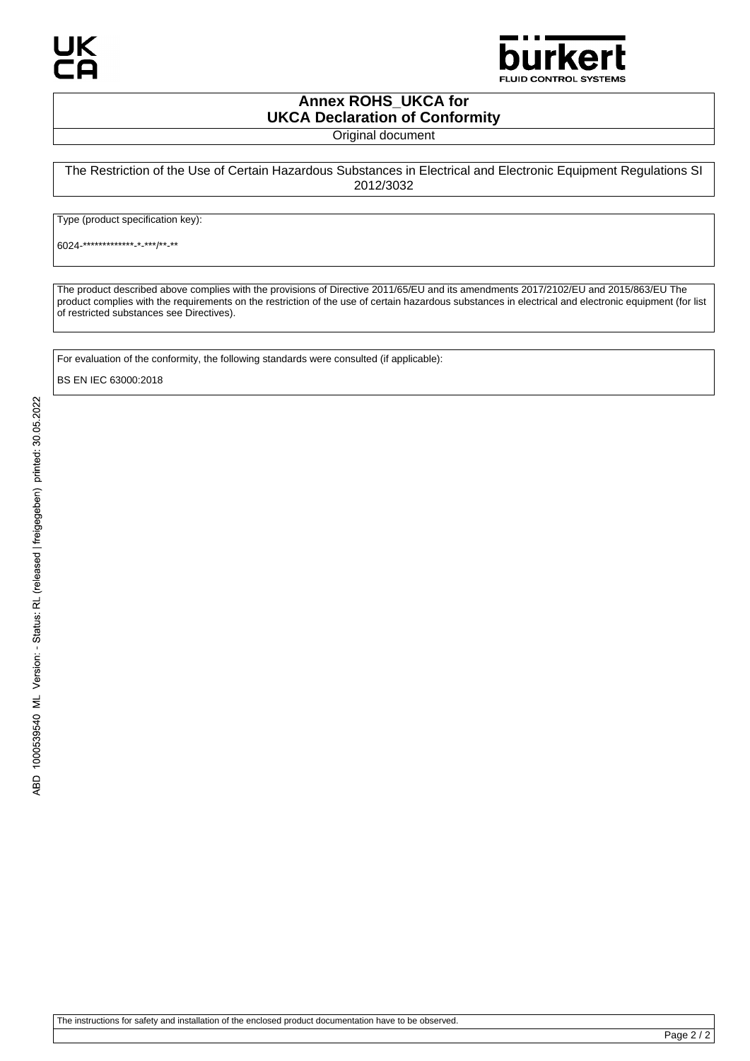# Annex ROHS_UKCA for UKCA Declaration of Conformity

Original document

The Restriction of the Use of Certain Hazardous Substances in Electrical and Electronic Equipment Regulations SI 2012/3032

Type (product specification key):

6024-*************-*-***/**-**

The product described above complies with the provisions of Directive 2011/65/EU and its amendments 2017/2102/EU and 2015/863/EU The product complies with the requirements on the restriction of the use of certain hazardous substances in electrical and electronic equipment (for list of restricted substances see Directives).

For evaluation of the conformity, the following standards were consulted (if applicable):

BS EN IEC 63000:2018

ABD 1000539540 ML Version: - Status: RL (released | freigegeben) printed: 30.05.2022

The instructions for safety and installation of the enclosed product documentation have to be observed.